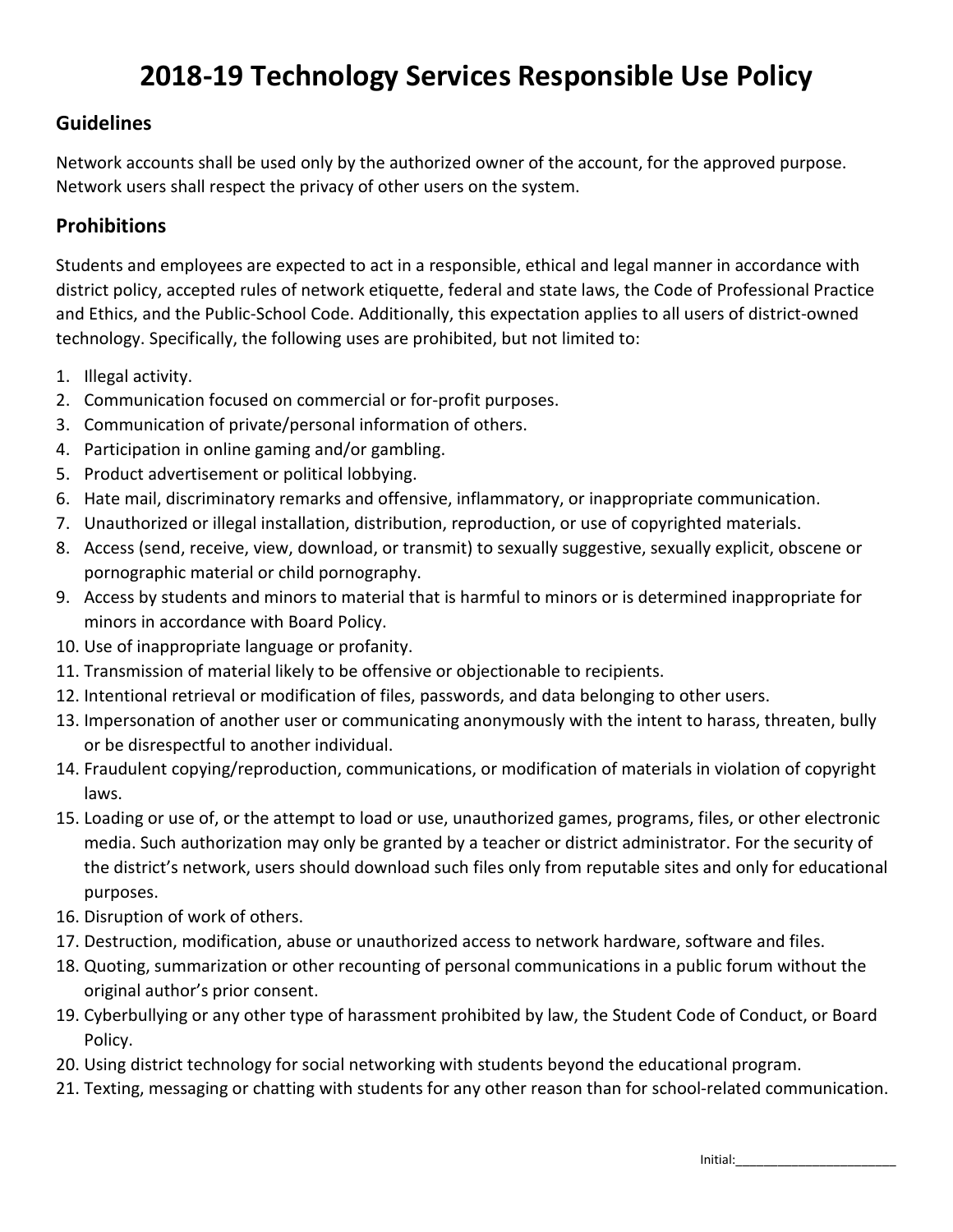# 2018-19 Technology Services Responsible Use Policy

## Guidelines

Network accounts shall be used only by the authorized owner of the account, for the approved purpose. Network users shall respect the privacy of other users on the system.

## Prohibitions

Students and employees are expected to act in a responsible, ethical and legal manner in accordance with district policy, accepted rules of network etiquette, federal and state laws, the Code of Professional Practice and Ethics, and the Public-School Code. Additionally, this expectation applies to all users of district-owned technology. Specifically, the following uses are prohibited, but not limited to:

1. Illegal activity.
2. Communication focused on commercial or for-profit purposes.
3. Communication of private/personal information of others.
4. Participation in online gaming and/or gambling.
5. Product advertisement or political lobbying.
6. Hate mail, discriminatory remarks and offensive, inflammatory, or inappropriate communication.
7. Unauthorized or illegal installation, distribution, reproduction, or use of copyrighted materials.
8. Access (send, receive, view, download, or transmit) to sexually suggestive, sexually explicit, obscene or pornographic material or child pornography.
9. Access by students and minors to material that is harmful to minors or is determined inappropriate for minors in accordance with Board Policy.
10. Use of inappropriate language or profanity.
11. Transmission of material likely to be offensive or objectionable to recipients.
12. Intentional retrieval or modification of files, passwords, and data belonging to other users.
13. Impersonation of another user or communicating anonymously with the intent to harass, threaten, bully or be disrespectful to another individual.
14. Fraudulent copying/reproduction, communications, or modification of materials in violation of copyright laws.
15. Loading or use of, or the attempt to load or use, unauthorized games, programs, files, or other electronic media. Such authorization may only be granted by a teacher or district administrator. For the security of the district's network, users should download such files only from reputable sites and only for educational purposes.
16. Disruption of work of others.
17. Destruction, modification, abuse or unauthorized access to network hardware, software and files.
18. Quoting, summarization or other recounting of personal communications in a public forum without the original author's prior consent.
19. Cyberbullying or any other type of harassment prohibited by law, the Student Code of Conduct, or Board Policy.
20. Using district technology for social networking with students beyond the educational program.
21. Texting, messaging or chatting with students for any other reason than for school-related communication.

Initial:______________________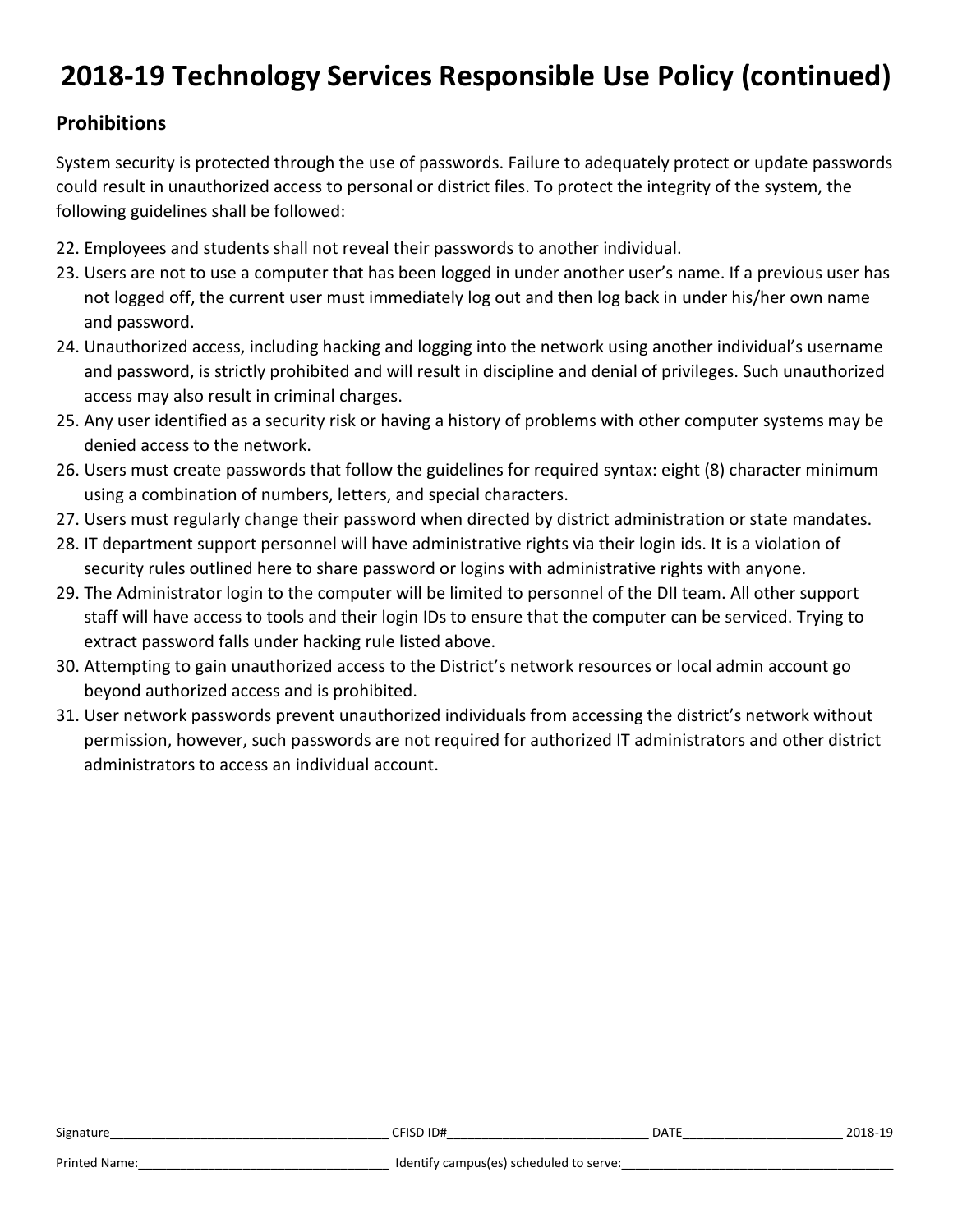# 2018-19 Technology Services Responsible Use Policy (continued)

## Prohibitions

System security is protected through the use of passwords. Failure to adequately protect or update passwords could result in unauthorized access to personal or district files. To protect the integrity of the system, the following guidelines shall be followed:

22. Employees and students shall not reveal their passwords to another individual.
23. Users are not to use a computer that has been logged in under another user's name. If a previous user has not logged off, the current user must immediately log out and then log back in under his/her own name and password.
24. Unauthorized access, including hacking and logging into the network using another individual's username and password, is strictly prohibited and will result in discipline and denial of privileges. Such unauthorized access may also result in criminal charges.
25. Any user identified as a security risk or having a history of problems with other computer systems may be denied access to the network.
26. Users must create passwords that follow the guidelines for required syntax: eight (8) character minimum using a combination of numbers, letters, and special characters.
27. Users must regularly change their password when directed by district administration or state mandates.
28. IT department support personnel will have administrative rights via their login ids. It is a violation of security rules outlined here to share password or logins with administrative rights with anyone.
29. The Administrator login to the computer will be limited to personnel of the DII team. All other support staff will have access to tools and their login IDs to ensure that the computer can be serviced. Trying to extract password falls under hacking rule listed above.
30. Attempting to gain unauthorized access to the District's network resources or local admin account go beyond authorized access and is prohibited.
31. User network passwords prevent unauthorized individuals from accessing the district's network without permission, however, such passwords are not required for authorized IT administrators and other district administrators to access an individual account.

Signature_______________________ CFISD ID#_______________________ DATE_______________________ 2018-19

Printed Name:_______________________ Identify campus(es) scheduled to serve:_______________________